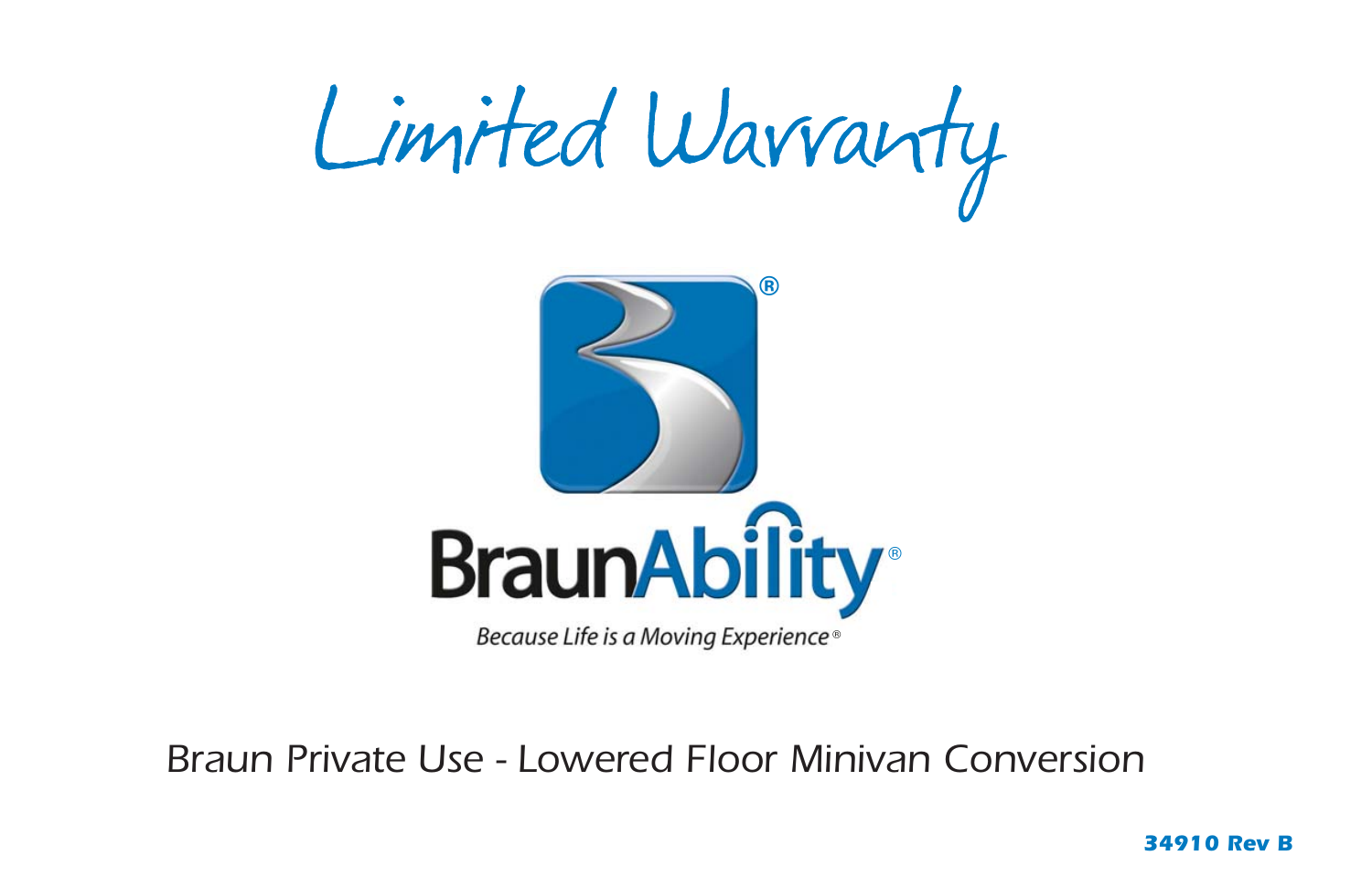# Limited Warranty

BraunAbility®

*Because Life is a Moving Experience®*

Braun Private Use - Lowered Floor Minivan Conversion

**34910 Rev B**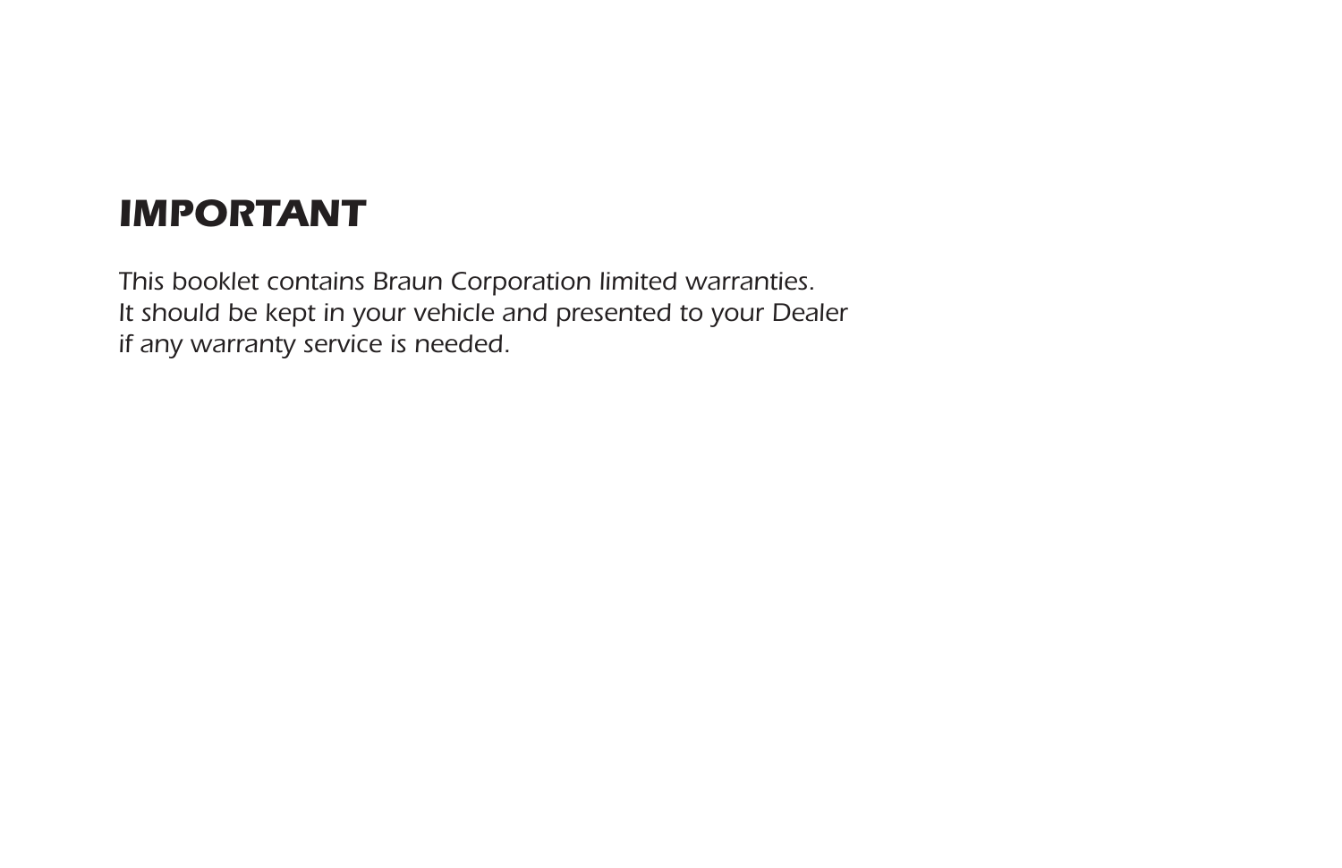# IMPORTANT

*This booklet contains Braun Corporation limited warranties. It should be kept in your vehicle and presented to your Dealer if any warranty service is needed.*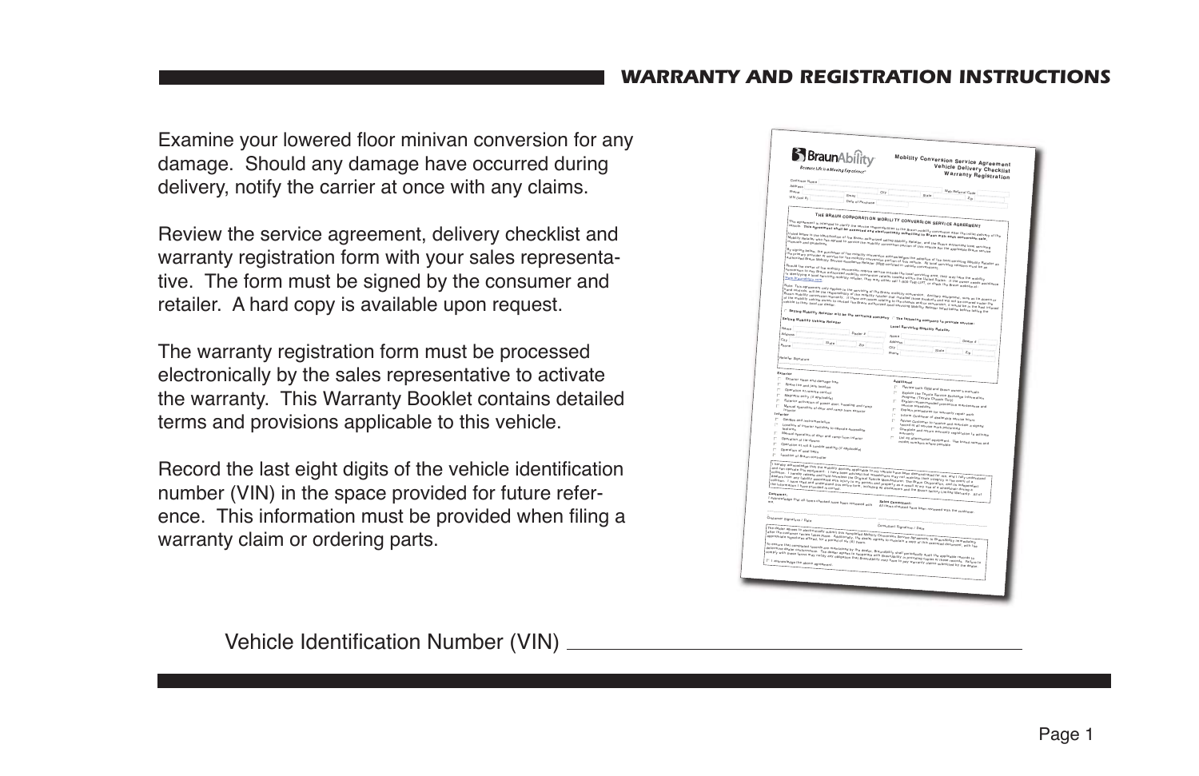## WARRANTY AND REGISTRATION INSTRUCTIONS

Examine your lowered floor minivan conversion for any damage. Should any damage have occurred during delivery, notify the carrier at once with any claims.

Review the service agreement, delivery checklist and warranty registration form with your sales representative. The form must be signed by the consumer and retailer. A hard copy is available upon request.

The warranty registration form must be processed electronically by the sales representative to activate the warranty. This Warranty Booklet contains detailed terms and provisions applicable to this vehicle.

Record the last eight digits of the vehicle identification number (VIN) in the space provided for future reference. This information must be provided when filing a warranty claim or ordering parts.

Vehicle Identification Number (VIN) ______________________________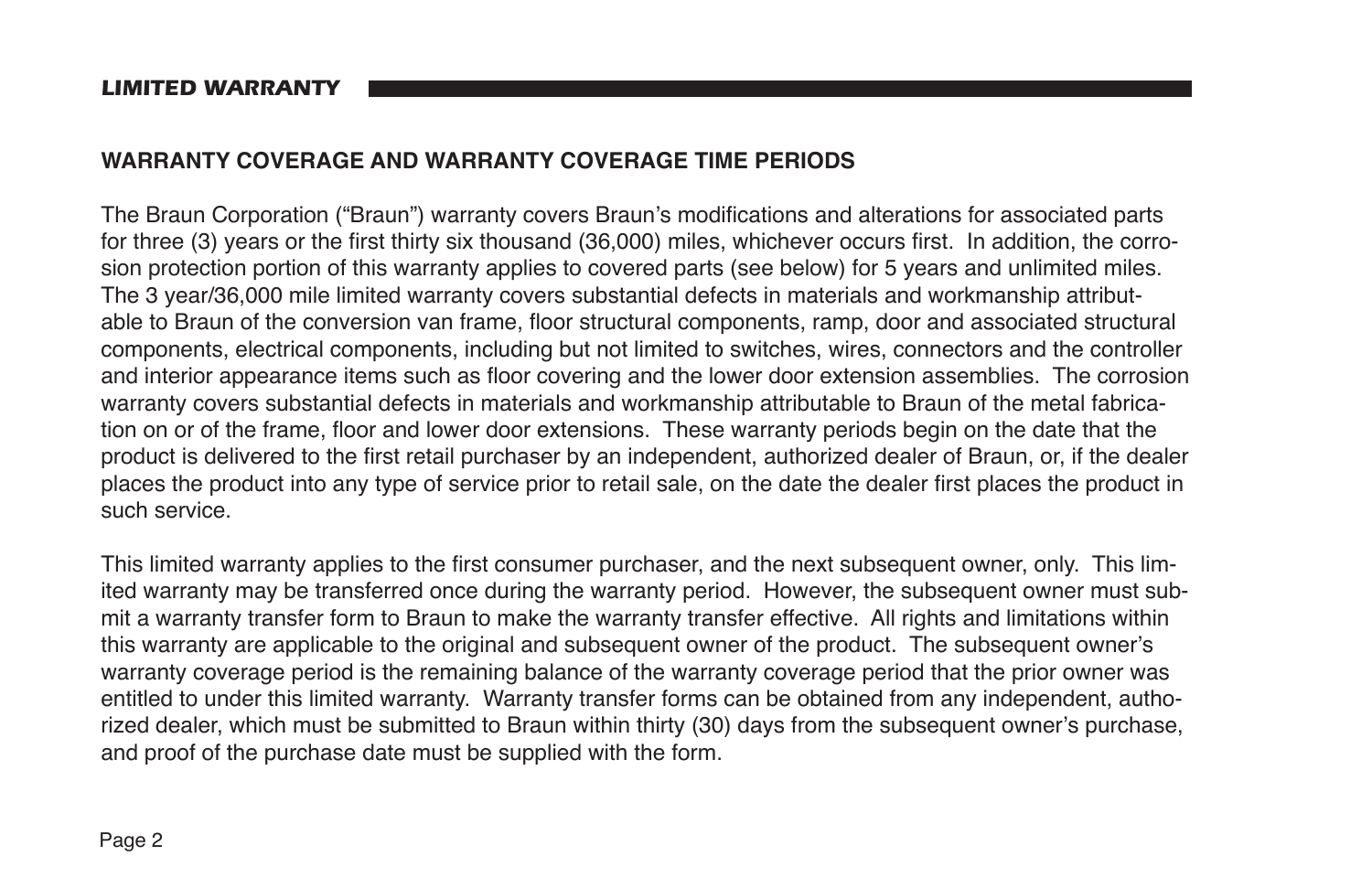## WARRANTY COVERAGE AND WARRANTY COVERAGE TIME PERIODS

The Braun Corporation ("Braun") warranty covers Braun's modifications and alterations for associated parts for three (3) years or the first thirty six thousand (36,000) miles, whichever occurs first. In addition, the corrosion protection portion of this warranty applies to covered parts (see below) for 5 years and unlimited miles. The 3 year/36,000 mile limited warranty covers substantial defects in materials and workmanship attributable to Braun of the conversion van frame, floor structural components, ramp, door and associated structural components, electrical components, including but not limited to switches, wires, connectors and the controller and interior appearance items such as floor covering and the lower door extension assemblies. The corrosion warranty covers substantial defects in materials and workmanship attributable to Braun of the metal fabrication on or of the frame, floor and lower door extensions. These warranty periods begin on the date that the product is delivered to the first retail purchaser by an independent, authorized dealer of Braun, or, if the dealer places the product into any type of service prior to retail sale, on the date the dealer first places the product in such service.

This limited warranty applies to the first consumer purchaser, and the next subsequent owner, only. This limited warranty may be transferred once during the warranty period. However, the subsequent owner must submit a warranty transfer form to Braun to make the warranty transfer effective. All rights and limitations within this warranty are applicable to the original and subsequent owner of the product. The subsequent owner's warranty coverage period is the remaining balance of the warranty coverage period that the prior owner was entitled to under this limited warranty. Warranty transfer forms can be obtained from any independent, authorized dealer, which must be submitted to Braun within thirty (30) days from the subsequent owner's purchase, and proof of the purchase date must be supplied with the form.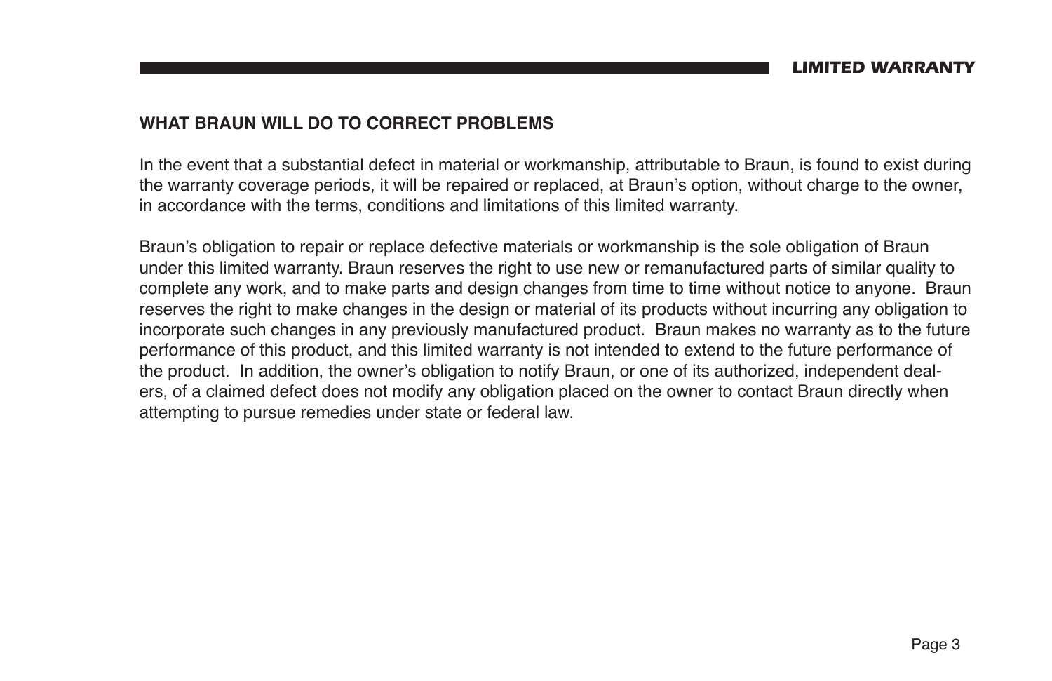## WHAT BRAUN WILL DO TO CORRECT PROBLEMS

In the event that a substantial defect in material or workmanship, attributable to Braun, is found to exist during the warranty coverage periods, it will be repaired or replaced, at Braun's option, without charge to the owner, in accordance with the terms, conditions and limitations of this limited warranty.

Braun's obligation to repair or replace defective materials or workmanship is the sole obligation of Braun under this limited warranty. Braun reserves the right to use new or remanufactured parts of similar quality to complete any work, and to make parts and design changes from time to time without notice to anyone. Braun reserves the right to make changes in the design or material of its products without incurring any obligation to incorporate such changes in any previously manufactured product. Braun makes no warranty as to the future performance of this product, and this limited warranty is not intended to extend to the future performance of the product. In addition, the owner's obligation to notify Braun, or one of its authorized, independent dealers, of a claimed defect does not modify any obligation placed on the owner to contact Braun directly when attempting to pursue remedies under state or federal law.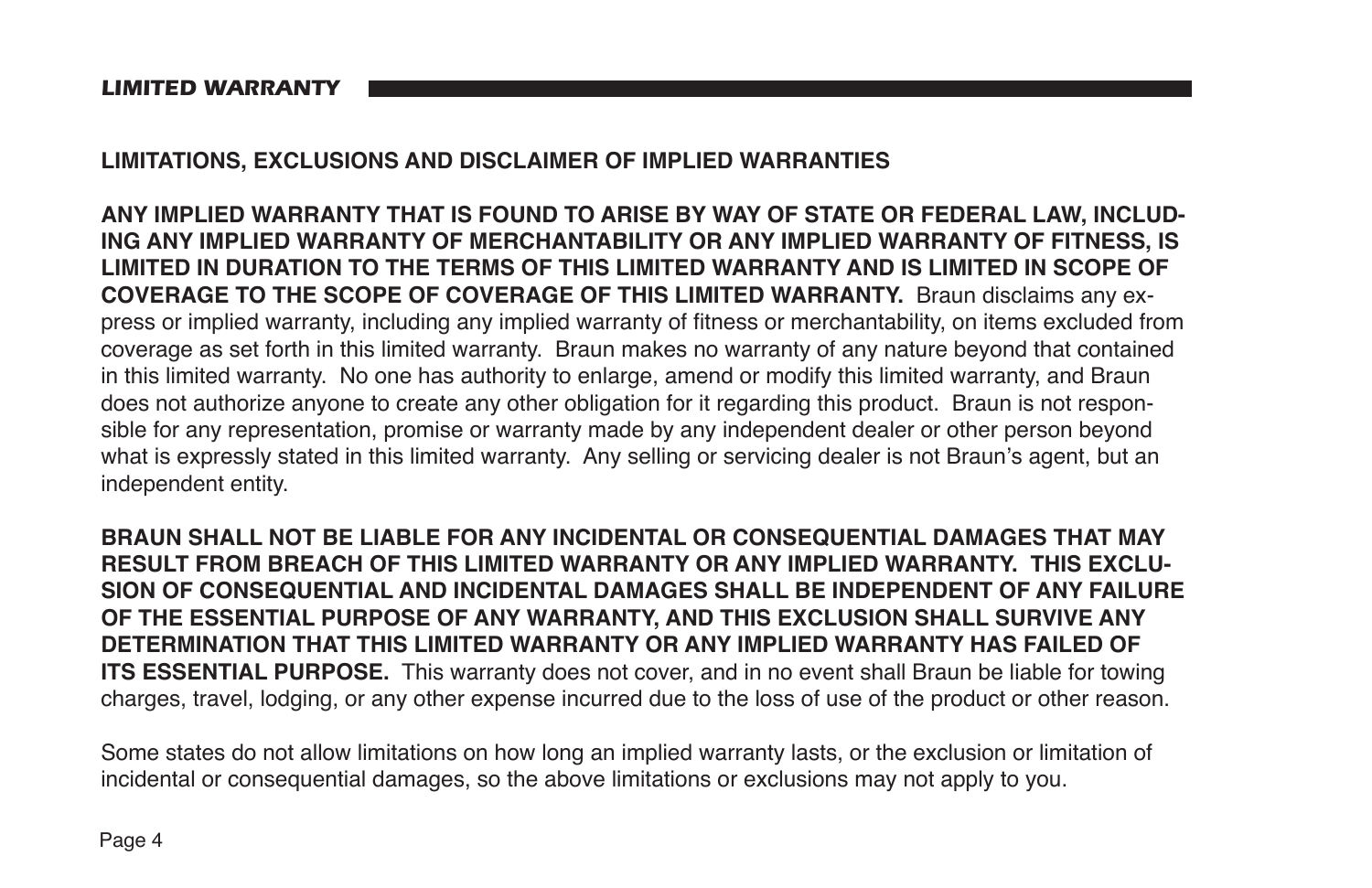## LIMITATIONS, EXCLUSIONS AND DISCLAIMER OF IMPLIED WARRANTIES

**ANY IMPLIED WARRANTY THAT IS FOUND TO ARISE BY WAY OF STATE OR FEDERAL LAW, INCLUDING ANY IMPLIED WARRANTY OF MERCHANTABILITY OR ANY IMPLIED WARRANTY OF FITNESS, IS LIMITED IN DURATION TO THE TERMS OF THIS LIMITED WARRANTY AND IS LIMITED IN SCOPE OF COVERAGE TO THE SCOPE OF COVERAGE OF THIS LIMITED WARRANTY.** Braun disclaims any express or implied warranty, including any implied warranty of fitness or merchantability, on items excluded from coverage as set forth in this limited warranty. Braun makes no warranty of any nature beyond that contained in this limited warranty. No one has authority to enlarge, amend or modify this limited warranty, and Braun does not authorize anyone to create any other obligation for it regarding this product. Braun is not responsible for any representation, promise or warranty made by any independent dealer or other person beyond what is expressly stated in this limited warranty. Any selling or servicing dealer is not Braun's agent, but an independent entity.

**BRAUN SHALL NOT BE LIABLE FOR ANY INCIDENTAL OR CONSEQUENTIAL DAMAGES THAT MAY RESULT FROM BREACH OF THIS LIMITED WARRANTY OR ANY IMPLIED WARRANTY. THIS EXCLUSION OF CONSEQUENTIAL AND INCIDENTAL DAMAGES SHALL BE INDEPENDENT OF ANY FAILURE OF THE ESSENTIAL PURPOSE OF ANY WARRANTY, AND THIS EXCLUSION SHALL SURVIVE ANY DETERMINATION THAT THIS LIMITED WARRANTY OR ANY IMPLIED WARRANTY HAS FAILED OF ITS ESSENTIAL PURPOSE.** This warranty does not cover, and in no event shall Braun be liable for towing charges, travel, lodging, or any other expense incurred due to the loss of use of the product or other reason.

Some states do not allow limitations on how long an implied warranty lasts, or the exclusion or limitation of incidental or consequential damages, so the above limitations or exclusions may not apply to you.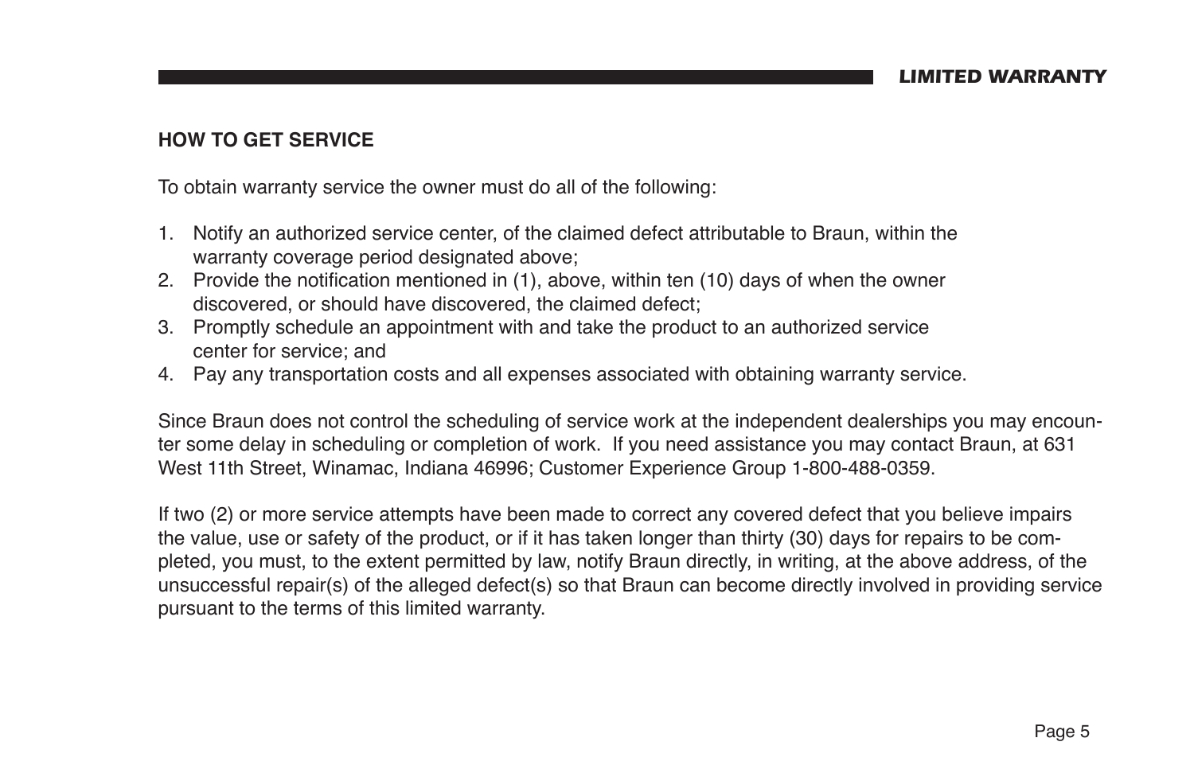## HOW TO GET SERVICE

To obtain warranty service the owner must do all of the following:

1. Notify an authorized service center, of the claimed defect attributable to Braun, within the warranty coverage period designated above;
2. Provide the notification mentioned in (1), above, within ten (10) days of when the owner discovered, or should have discovered, the claimed defect;
3. Promptly schedule an appointment with and take the product to an authorized service center for service; and
4. Pay any transportation costs and all expenses associated with obtaining warranty service.

Since Braun does not control the scheduling of service work at the independent dealerships you may encounter some delay in scheduling or completion of work. If you need assistance you may contact Braun, at 631 West 11th Street, Winamac, Indiana 46996; Customer Experience Group 1-800-488-0359.

If two (2) or more service attempts have been made to correct any covered defect that you believe impairs the value, use or safety of the product, or if it has taken longer than thirty (30) days for repairs to be completed, you must, to the extent permitted by law, notify Braun directly, in writing, at the above address, of the unsuccessful repair(s) of the alleged defect(s) so that Braun can become directly involved in providing service pursuant to the terms of this limited warranty.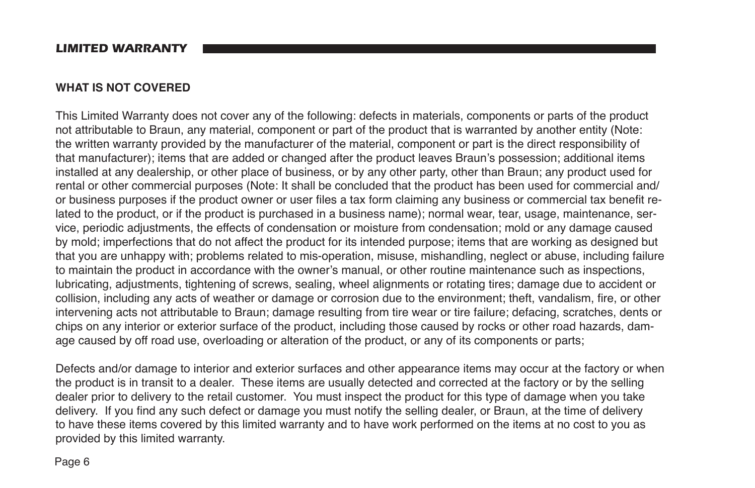## WHAT IS NOT COVERED

This Limited Warranty does not cover any of the following: defects in materials, components or parts of the product not attributable to Braun, any material, component or part of the product that is warranted by another entity (Note: the written warranty provided by the manufacturer of the material, component or part is the direct responsibility of that manufacturer); items that are added or changed after the product leaves Braun's possession; additional items installed at any dealership, or other place of business, or by any other party, other than Braun; any product used for rental or other commercial purposes (Note: It shall be concluded that the product has been used for commercial and/or business purposes if the product owner or user files a tax form claiming any business or commercial tax benefit related to the product, or if the product is purchased in a business name); normal wear, tear, usage, maintenance, service, periodic adjustments, the effects of condensation or moisture from condensation; mold or any damage caused by mold; imperfections that do not affect the product for its intended purpose; items that are working as designed but that you are unhappy with; problems related to mis-operation, misuse, mishandling, neglect or abuse, including failure to maintain the product in accordance with the owner's manual, or other routine maintenance such as inspections, lubricating, adjustments, tightening of screws, sealing, wheel alignments or rotating tires; damage due to accident or collision, including any acts of weather or damage or corrosion due to the environment; theft, vandalism, fire, or other intervening acts not attributable to Braun; damage resulting from tire wear or tire failure; defacing, scratches, dents or chips on any interior or exterior surface of the product, including those caused by rocks or other road hazards, damage caused by off road use, overloading or alteration of the product, or any of its components or parts;

Defects and/or damage to interior and exterior surfaces and other appearance items may occur at the factory or when the product is in transit to a dealer. These items are usually detected and corrected at the factory or by the selling dealer prior to delivery to the retail customer. You must inspect the product for this type of damage when you take delivery. If you find any such defect or damage you must notify the selling dealer, or Braun, at the time of delivery to have these items covered by this limited warranty and to have work performed on the items at no cost to you as provided by this limited warranty.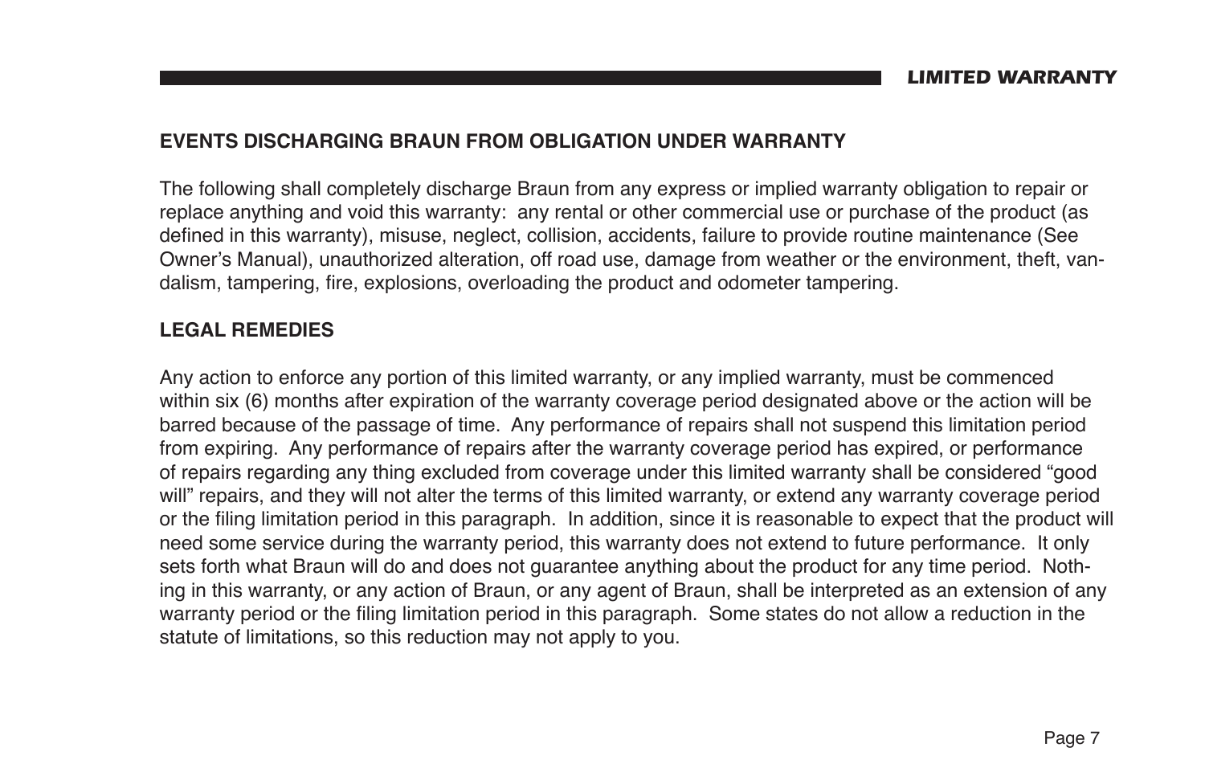## EVENTS DISCHARGING BRAUN FROM OBLIGATION UNDER WARRANTY

The following shall completely discharge Braun from any express or implied warranty obligation to repair or replace anything and void this warranty: any rental or other commercial use or purchase of the product (as defined in this warranty), misuse, neglect, collision, accidents, failure to provide routine maintenance (See Owner's Manual), unauthorized alteration, off road use, damage from weather or the environment, theft, vandalism, tampering, fire, explosions, overloading the product and odometer tampering.

## LEGAL REMEDIES

Any action to enforce any portion of this limited warranty, or any implied warranty, must be commenced within six (6) months after expiration of the warranty coverage period designated above or the action will be barred because of the passage of time. Any performance of repairs shall not suspend this limitation period from expiring. Any performance of repairs after the warranty coverage period has expired, or performance of repairs regarding any thing excluded from coverage under this limited warranty shall be considered "good will" repairs, and they will not alter the terms of this limited warranty, or extend any warranty coverage period or the filing limitation period in this paragraph. In addition, since it is reasonable to expect that the product will need some service during the warranty period, this warranty does not extend to future performance. It only sets forth what Braun will do and does not guarantee anything about the product for any time period. Nothing in this warranty, or any action of Braun, or any agent of Braun, shall be interpreted as an extension of any warranty period or the filing limitation period in this paragraph. Some states do not allow a reduction in the statute of limitations, so this reduction may not apply to you.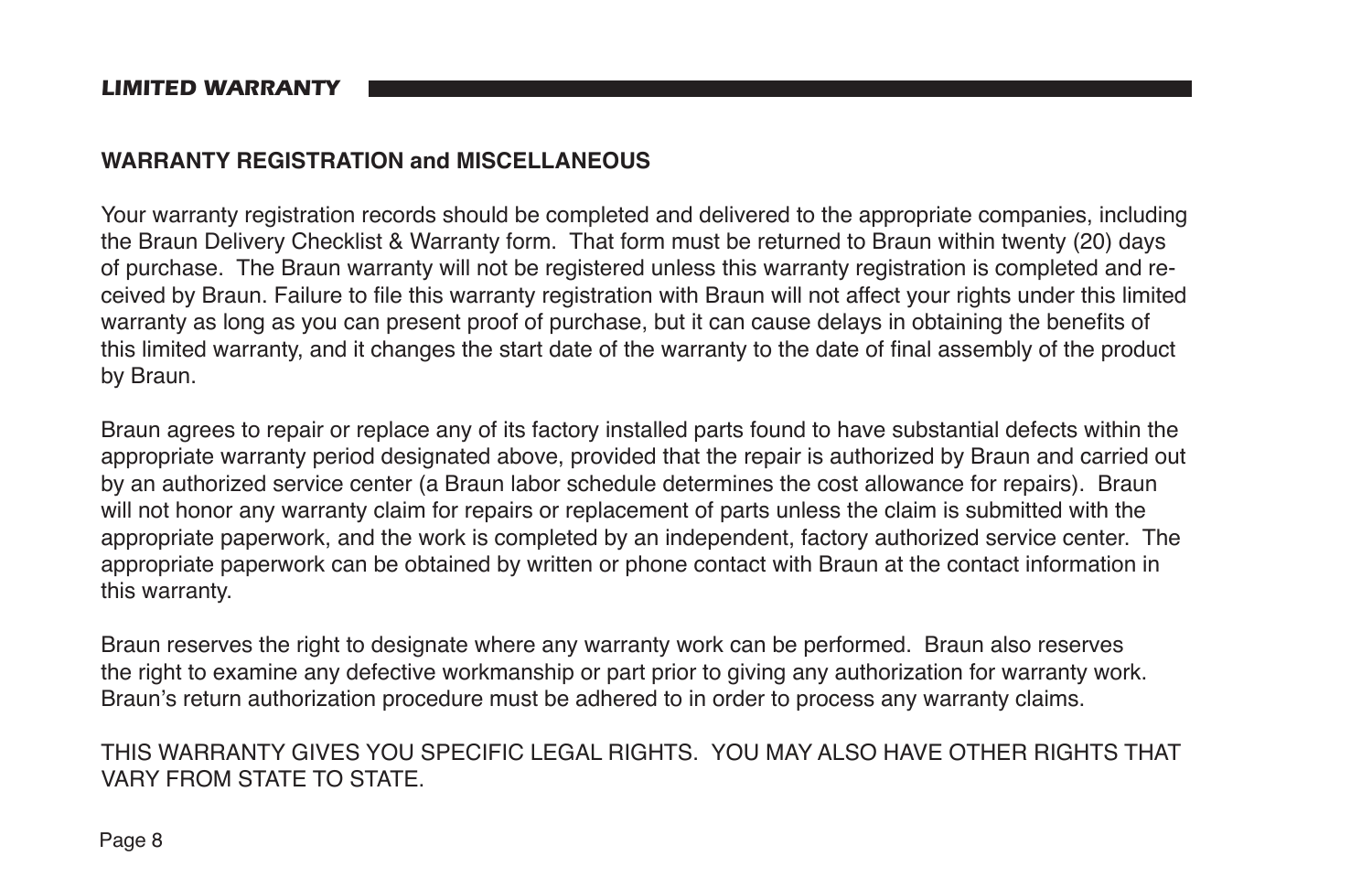## WARRANTY REGISTRATION and MISCELLANEOUS

Your warranty registration records should be completed and delivered to the appropriate companies, including the Braun Delivery Checklist & Warranty form. That form must be returned to Braun within twenty (20) days of purchase. The Braun warranty will not be registered unless this warranty registration is completed and received by Braun. Failure to file this warranty registration with Braun will not affect your rights under this limited warranty as long as you can present proof of purchase, but it can cause delays in obtaining the benefits of this limited warranty, and it changes the start date of the warranty to the date of final assembly of the product by Braun.

Braun agrees to repair or replace any of its factory installed parts found to have substantial defects within the appropriate warranty period designated above, provided that the repair is authorized by Braun and carried out by an authorized service center (a Braun labor schedule determines the cost allowance for repairs). Braun will not honor any warranty claim for repairs or replacement of parts unless the claim is submitted with the appropriate paperwork, and the work is completed by an independent, factory authorized service center. The appropriate paperwork can be obtained by written or phone contact with Braun at the contact information in this warranty.

Braun reserves the right to designate where any warranty work can be performed. Braun also reserves the right to examine any defective workmanship or part prior to giving any authorization for warranty work. Braun's return authorization procedure must be adhered to in order to process any warranty claims.

THIS WARRANTY GIVES YOU SPECIFIC LEGAL RIGHTS. YOU MAY ALSO HAVE OTHER RIGHTS THAT VARY FROM STATE TO STATE.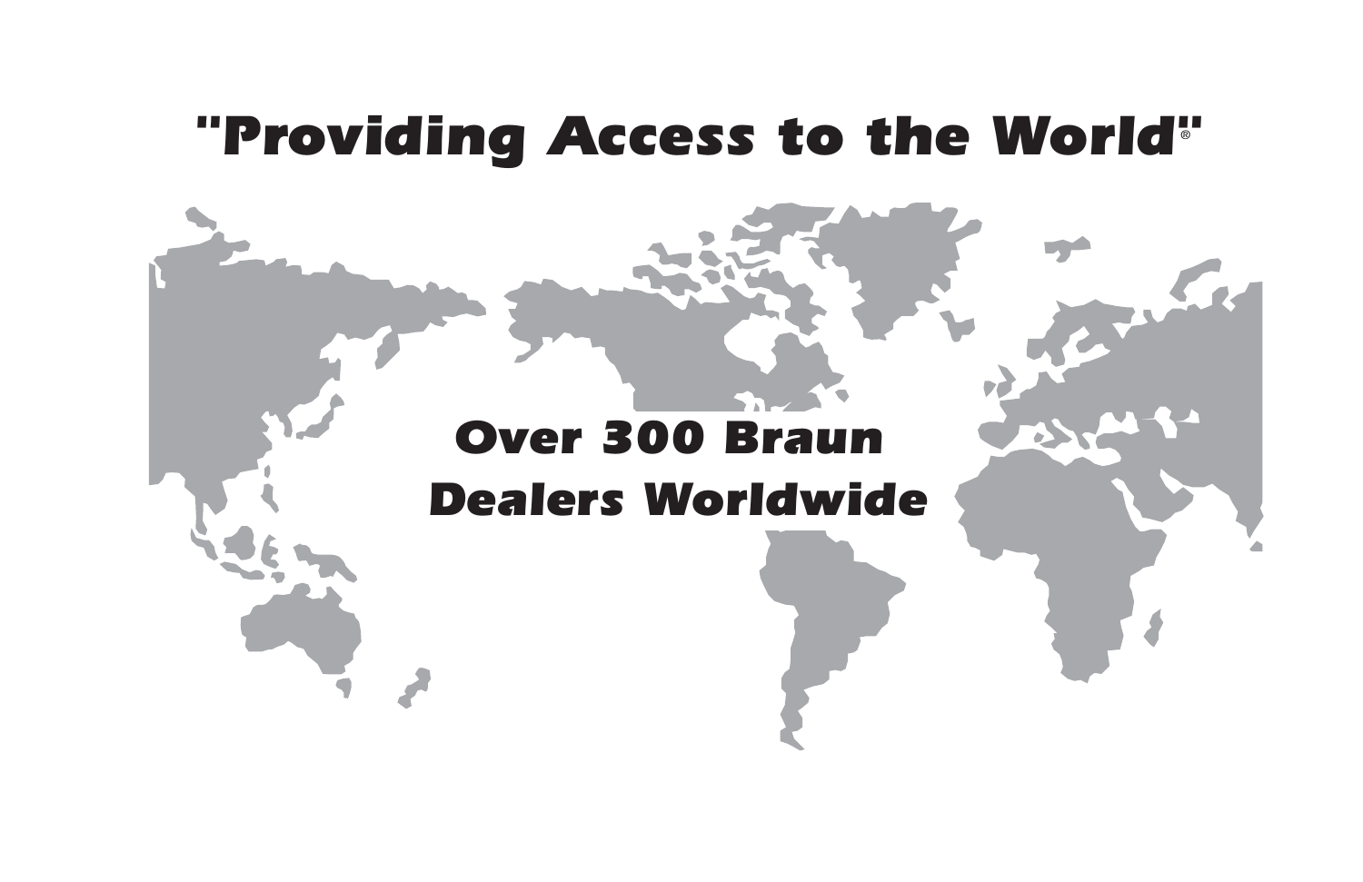# "Providing Access to the World"®

**Over 300 Braun Dealers Worldwide**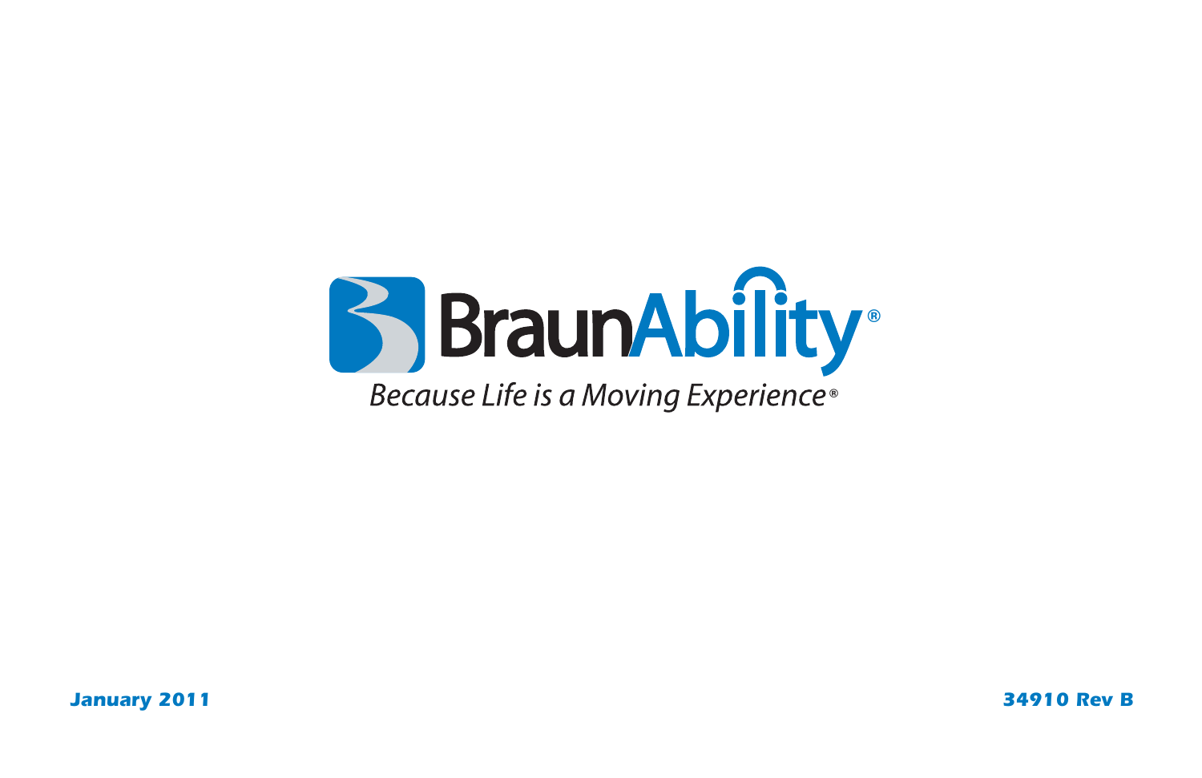BraunAbility®

*Because Life is a Moving Experience®*

**January 2011**

**34910 Rev B**